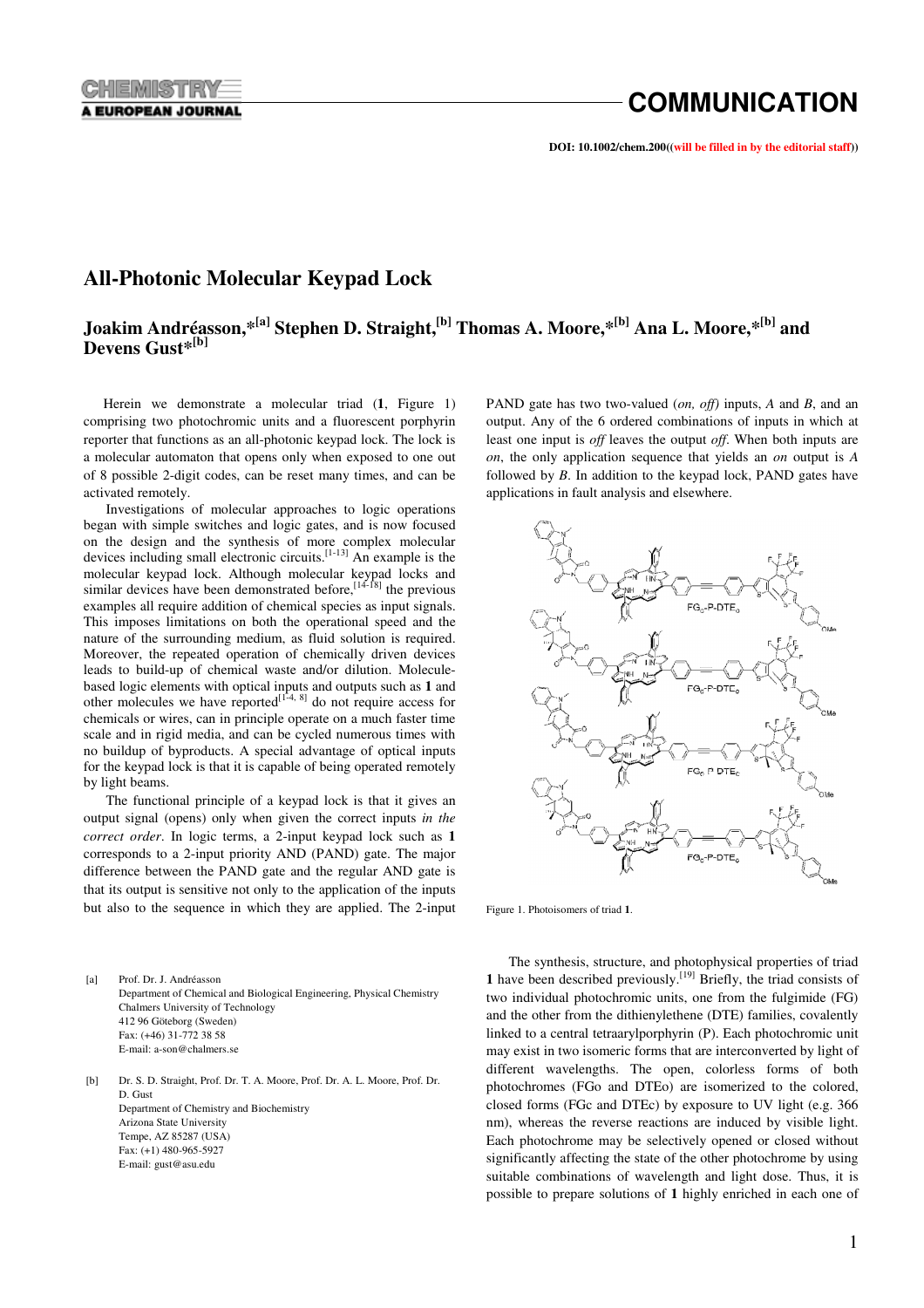# All-Photonic Molecular Keypad Lock

## Joakim Andréasson,*[a] Stephen D. Straight,[b] Thomas A. Moore,*[b] Ana L. Moore,*[b] and Devens Gust*[b]

Herein we demonstrate a molecular triad (**1**, Figure 1) comprising two photochromic units and a fluorescent porphyrin reporter that functions as an all-photonic keypad lock. The lock is a molecular automaton that opens only when exposed to one out of 8 possible 2-digit codes, can be reset many times, and can be activated remotely.

Investigations of molecular approaches to logic operations began with simple switches and logic gates, and is now focused on the design and the synthesis of more complex molecular devices including small electronic circuits.[1-13] An example is the molecular keypad lock. Although molecular keypad locks and similar devices have been demonstrated before,[14-18] the previous examples all require addition of chemical species as input signals. This imposes limitations on both the operational speed and the nature of the surrounding medium, as fluid solution is required. Moreover, the repeated operation of chemically driven devices leads to build-up of chemical waste and/or dilution. Molecule-based logic elements with optical inputs and outputs such as **1** and other molecules we have reported[1-4, 8] do not require access for chemicals or wires, can in principle operate on a much faster time scale and in rigid media, and can be cycled numerous times with no buildup of byproducts. A special advantage of optical inputs for the keypad lock is that it is capable of being operated remotely by light beams.

The functional principle of a keypad lock is that it gives an output signal (opens) only when given the correct inputs *in the correct order*. In logic terms, a 2-input keypad lock such as **1** corresponds to a 2-input priority AND (PAND) gate. The major difference between the PAND gate and the regular AND gate is that its output is sensitive not only to the application of the inputs but also to the sequence in which they are applied. The 2-input PAND gate has two two-valued (*on, off*) inputs, *A* and *B*, and an output. Any of the 6 ordered combinations of inputs in which at least one input is *off* leaves the output *off*. When both inputs are *on*, the only application sequence that yields an *on* output is *A* followed by *B*. In addition to the keypad lock, PAND gates have applications in fault analysis and elsewhere.

Figure 1. Photoisomers of triad **1**.

The synthesis, structure, and photophysical properties of triad **1** have been described previously.[19] Briefly, the triad consists of two individual photochromic units, one from the fulgimide (FG) and the other from the dithienylethene (DTE) families, covalently linked to a central tetraarylporphyrin (P). Each photochromic unit may exist in two isomeric forms that are interconverted by light of different wavelengths. The open, colorless forms of both photochromes (FGo and DTEo) are isomerized to the colored, closed forms (FGc and DTEc) by exposure to UV light (e.g. 366 nm), whereas the reverse reactions are induced by visible light. Each photochrome may be selectively opened or closed without significantly affecting the state of the other photochrome by using suitable combinations of wavelength and light dose. Thus, it is possible to prepare solutions of **1** highly enriched in each one of

---

[a] Prof. Dr. J. Andréasson
Department of Chemical and Biological Engineering, Physical Chemistry
Chalmers University of Technology
412 96 Göteborg (Sweden)
Fax: (+46) 31-772 38 58
E-mail: a-son@chalmers.se

[b] Dr. S. D. Straight, Prof. Dr. T. A. Moore, Prof. Dr. A. L. Moore, Prof. Dr. D. Gust
Department of Chemistry and Biochemistry
Arizona State University
Tempe, AZ 85287 (USA)
Fax: (+1) 480-965-5927
E-mail: gust@asu.edu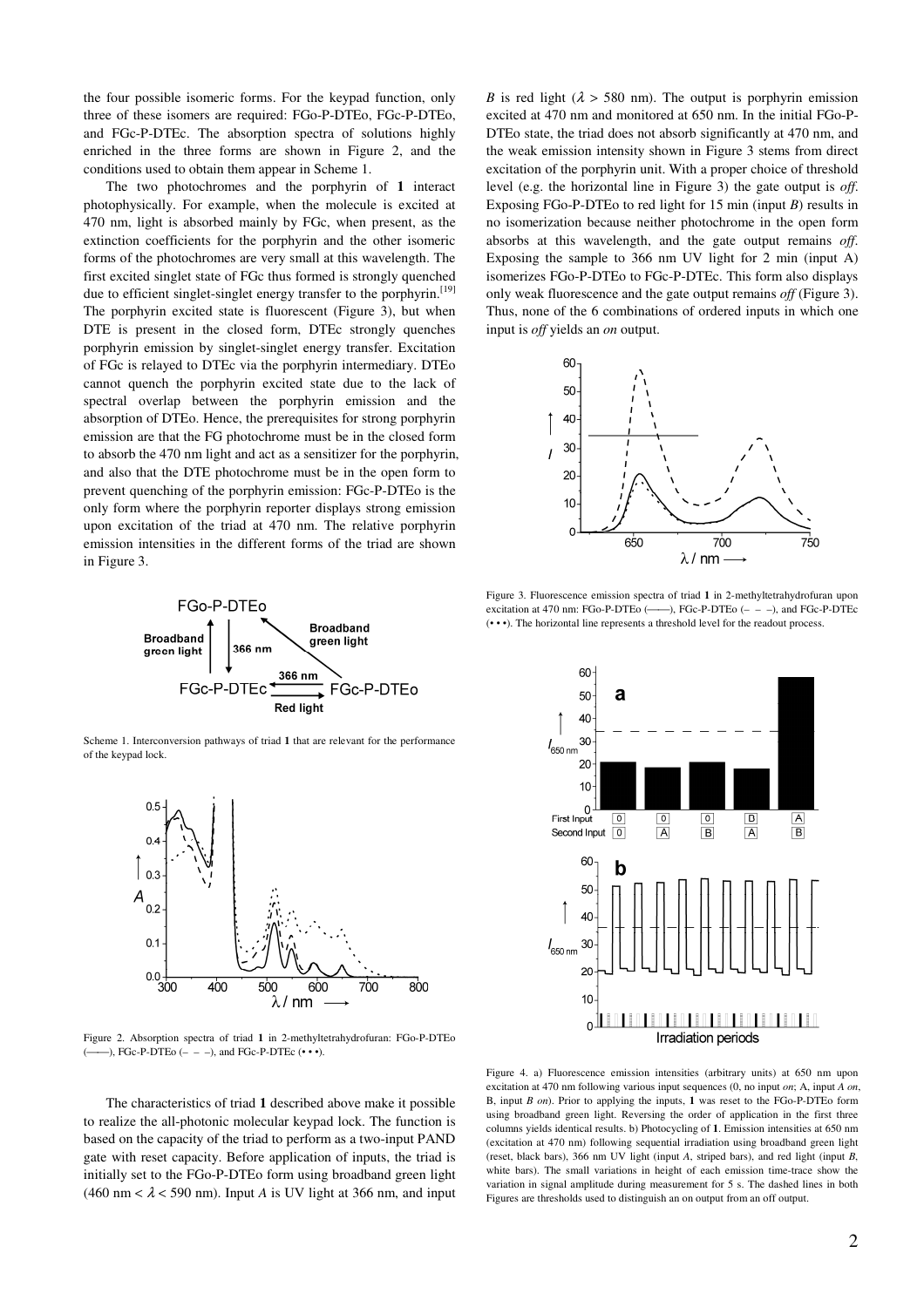the four possible isomeric forms. For the keypad function, only three of these isomers are required: FGo-P-DTEo, FGc-P-DTEo, and FGc-P-DTEc. The absorption spectra of solutions highly enriched in the three forms are shown in Figure 2, and the conditions used to obtain them appear in Scheme 1.

The two photochromes and the porphyrin of **1** interact photophysically. For example, when the molecule is excited at 470 nm, light is absorbed mainly by FGc, when present, as the extinction coefficients for the porphyrin and the other isomeric forms of the photochromes are very small at this wavelength. The first excited singlet state of FGc thus formed is strongly quenched due to efficient singlet-singlet energy transfer to the porphyrin.[19] The porphyrin excited state is fluorescent (Figure 3), but when DTE is present in the closed form, DTEc strongly quenches porphyrin emission by singlet-singlet energy transfer. Excitation of FGc is relayed to DTEc via the porphyrin intermediary. DTEo cannot quench the porphyrin excited state due to the lack of spectral overlap between the porphyrin emission and the absorption of DTEo. Hence, the prerequisites for strong porphyrin emission are that the FG photochrome must be in the closed form to absorb the 470 nm light and act as a sensitizer for the porphyrin, and also that the DTE photochrome must be in the open form to prevent quenching of the porphyrin emission: FGc-P-DTEo is the only form where the porphyrin reporter displays strong emission upon excitation of the triad at 470 nm. The relative porphyrin emission intensities in the different forms of the triad are shown in Figure 3.

Scheme 1. Interconversion pathways of triad **1** that are relevant for the performance of the keypad lock.

Figure 2. Absorption spectra of triad **1** in 2-methyltetrahydrofuran: FGo-P-DTEo (——), FGc-P-DTEo (– – –), and FGc-P-DTEc (• • •).

The characteristics of triad **1** described above make it possible to realize the all-photonic molecular keypad lock. The function is based on the capacity of the triad to perform as a two-input PAND gate with reset capacity. Before application of inputs, the triad is initially set to the FGo-P-DTEo form using broadband green light ($460 \text{ nm} < \lambda < 590 \text{ nm}$). Input *A* is UV light at 366 nm, and input *B* is red light ($\lambda > 580$ nm). The output is porphyrin emission excited at 470 nm and monitored at 650 nm. In the initial FGo-P-DTEo state, the triad does not absorb significantly at 470 nm, and the weak emission intensity shown in Figure 3 stems from direct excitation of the porphyrin unit. With a proper choice of threshold level (e.g. the horizontal line in Figure 3) the gate output is *off*. Exposing FGo-P-DTEo to red light for 15 min (input *B*) results in no isomerization because neither photochrome in the open form absorbs at this wavelength, and the gate output remains *off*. Exposing the sample to 366 nm UV light for 2 min (input A) isomerizes FGo-P-DTEo to FGc-P-DTEc. This form also displays only weak fluorescence and the gate output remains *off* (Figure 3). Thus, none of the 6 combinations of ordered inputs in which one input is *off* yields an *on* output.

Figure 3. Fluorescence emission spectra of triad **1** in 2-methyltetrahydrofuran upon excitation at 470 nm: FGo-P-DTEo (——), FGc-P-DTEo (– – –), and FGc-P-DTEc (• • •). The horizontal line represents a threshold level for the readout process.

Figure 4. a) Fluorescence emission intensities (arbitrary units) at 650 nm upon excitation at 470 nm following various input sequences (0, no input *on*; A, input *A on*, B, input *B on*). Prior to applying the inputs, **1** was reset to the FGo-P-DTEo form using broadband green light. Reversing the order of application in the first three columns yields identical results. b) Photocycling of **1**. Emission intensities at 650 nm (excitation at 470 nm) following sequential irradiation using broadband green light (reset, black bars), 366 nm UV light (input *A*, striped bars), and red light (input *B*, white bars). The small variations in height of each emission time-trace show the variation in signal amplitude during measurement for 5 s. The dashed lines in both Figures are thresholds used to distinguish an on output from an off output.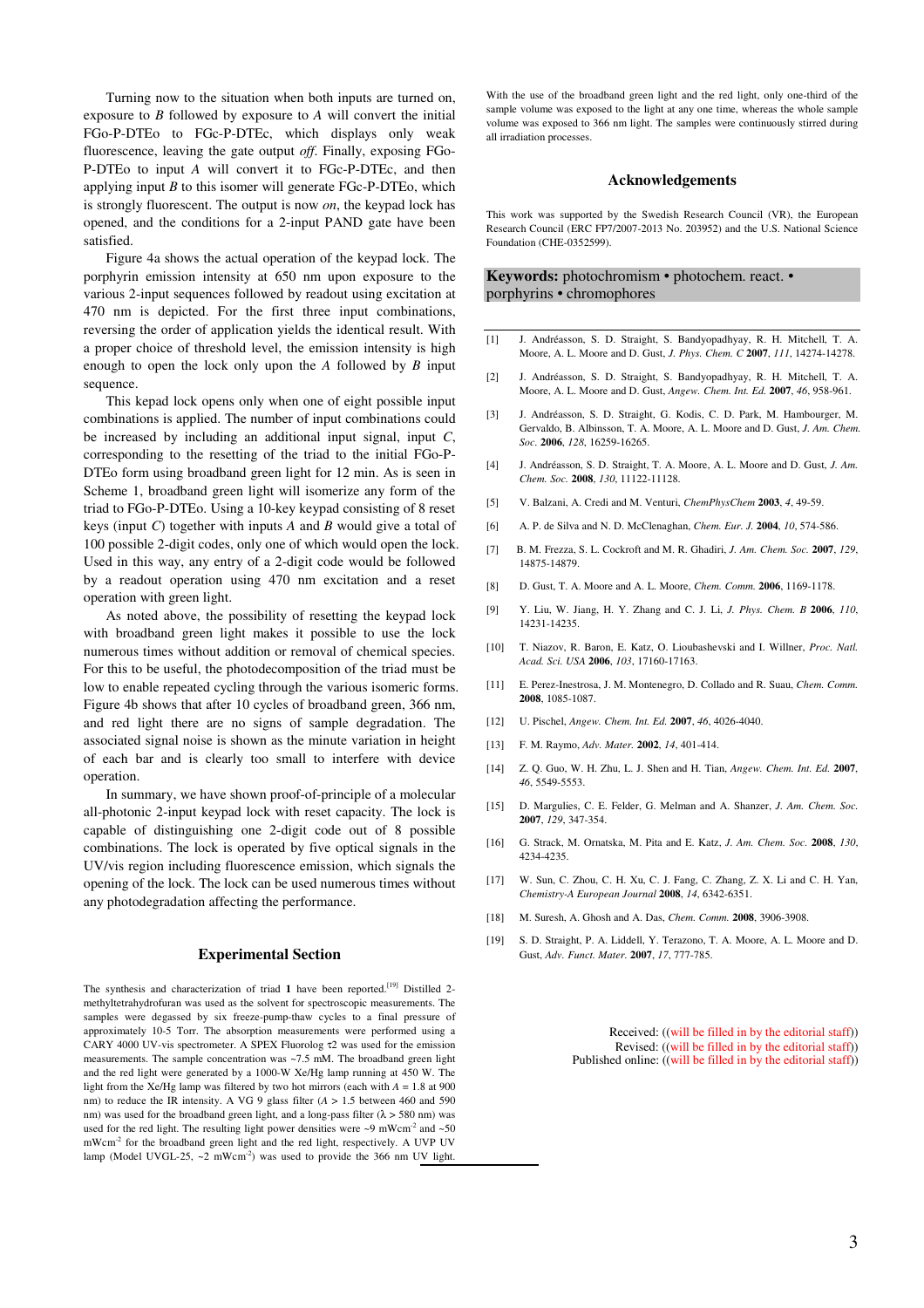Turning now to the situation when both inputs are turned on, exposure to *B* followed by exposure to *A* will convert the initial FGo-P-DTEo to FGc-P-DTEc, which displays only weak fluorescence, leaving the gate output *off*. Finally, exposing FGo-P-DTEo to input *A* will convert it to FGc-P-DTEc, and then applying input *B* to this isomer will generate FGc-P-DTEo, which is strongly fluorescent. The output is now *on*, the keypad lock has opened, and the conditions for a 2-input PAND gate have been satisfied.

Figure 4a shows the actual operation of the keypad lock. The porphyrin emission intensity at 650 nm upon exposure to the various 2-input sequences followed by readout using excitation at 470 nm is depicted. For the first three input combinations, reversing the order of application yields the identical result. With a proper choice of threshold level, the emission intensity is high enough to open the lock only upon the *A* followed by *B* input sequence.

This kepad lock opens only when one of eight possible input combinations is applied. The number of input combinations could be increased by including an additional input signal, input *C*, corresponding to the resetting of the triad to the initial FGo-P-DTEo form using broadband green light for 12 min. As is seen in Scheme 1, broadband green light will isomerize any form of the triad to FGo-P-DTEo. Using a 10-key keypad consisting of 8 reset keys (input *C*) together with inputs *A* and *B* would give a total of 100 possible 2-digit codes, only one of which would open the lock. Used in this way, any entry of a 2-digit code would be followed by a readout operation using 470 nm excitation and a reset operation with green light.

As noted above, the possibility of resetting the keypad lock with broadband green light makes it possible to use the lock numerous times without addition or removal of chemical species. For this to be useful, the photodecomposition of the triad must be low to enable repeated cycling through the various isomeric forms. Figure 4b shows that after 10 cycles of broadband green, 366 nm, and red light there are no signs of sample degradation. The associated signal noise is shown as the minute variation in height of each bar and is clearly too small to interfere with device operation.

In summary, we have shown proof-of-principle of a molecular all-photonic 2-input keypad lock with reset capacity. The lock is capable of distinguishing one 2-digit code out of 8 possible combinations. The lock is operated by five optical signals in the UV/vis region including fluorescence emission, which signals the opening of the lock. The lock can be used numerous times without any photodegradation affecting the performance.

## Experimental Section

The synthesis and characterization of triad **1** have been reported.[19] Distilled 2-methyltetrahydrofuran was used as the solvent for spectroscopic measurements. The samples were degassed by six freeze-pump-thaw cycles to a final pressure of approximately 10-5 Torr. The absorption measurements were performed using a CARY 4000 UV-vis spectrometer. A SPEX Fluorolog τ2 was used for the emission measurements. The sample concentration was ~7.5 mM. The broadband green light and the red light were generated by a 1000-W Xe/Hg lamp running at 450 W. The light from the Xe/Hg lamp was filtered by two hot mirrors (each with *A* = 1.8 at 900 nm) to reduce the IR intensity. A VG 9 glass filter (*A* > 1.5 between 460 and 590 nm) was used for the broadband green light, and a long-pass filter (λ > 580 nm) was used for the red light. The resulting light power densities were ~9 mWcm$^{-2}$ and ~50 mWcm$^{-2}$ for the broadband green light and the red light, respectively. A UVP UV lamp (Model UVGL-25, ~2 mWcm$^{-2}$) was used to provide the 366 nm UV light. With the use of the broadband green light and the red light, only one-third of the sample volume was exposed to the light at any one time, whereas the whole sample volume was exposed to 366 nm light. The samples were continuously stirred during all irradiation processes.

## Acknowledgements

This work was supported by the Swedish Research Council (VR), the European Research Council (ERC FP7/2007-2013 No. 203952) and the U.S. National Science Foundation (CHE-0352599).

**Keywords:** photochromism • photochem. react. • porphyrins • chromophores

[1] J. Andréasson, S. D. Straight, S. Bandyopadhyay, R. H. Mitchell, T. A. Moore, A. L. Moore and D. Gust, *J. Phys. Chem. C* **2007**, *111*, 14274-14278.

[2] J. Andréasson, S. D. Straight, S. Bandyopadhyay, R. H. Mitchell, T. A. Moore, A. L. Moore and D. Gust, *Angew. Chem. Int. Ed.* **2007**, *46*, 958-961.

[3] J. Andréasson, S. D. Straight, G. Kodis, C. D. Park, M. Hambourger, M. Gervaldo, B. Albinsson, T. A. Moore, A. L. Moore and D. Gust, *J. Am. Chem. Soc.* **2006**, *128*, 16259-16265.

[4] J. Andréasson, S. D. Straight, T. A. Moore, A. L. Moore and D. Gust, *J. Am. Chem. Soc.* **2008**, *130*, 11122-11128.

[5] V. Balzani, A. Credi and M. Venturi, *ChemPhysChem* **2003**, *4*, 49-59.

[6] A. P. de Silva and N. D. McClenaghan, *Chem. Eur. J.* **2004**, *10*, 574-586.

[7] B. M. Frezza, S. L. Cockroft and M. R. Ghadiri, *J. Am. Chem. Soc.* **2007**, *129*, 14875-14879.

[8] D. Gust, T. A. Moore and A. L. Moore, *Chem. Comm.* **2006**, 1169-1178.

[9] Y. Liu, W. Jiang, H. Y. Zhang and C. J. Li, *J. Phys. Chem. B* **2006**, *110*, 14231-14235.

[10] T. Niazov, R. Baron, E. Katz, O. Lioubashevski and I. Willner, *Proc. Natl. Acad. Sci. USA* **2006**, *103*, 17160-17163.

[11] E. Perez-Inestrosa, J. M. Montenegro, D. Collado and R. Suau, *Chem. Comm.* **2008**, 1085-1087.

[12] U. Pischel, *Angew. Chem. Int. Ed.* **2007**, *46*, 4026-4040.

[13] F. M. Raymo, *Adv. Mater.* **2002**, *14*, 401-414.

[14] Z. Q. Guo, W. H. Zhu, L. J. Shen and H. Tian, *Angew. Chem. Int. Ed.* **2007**, *46*, 5549-5553.

[15] D. Margulies, C. E. Felder, G. Melman and A. Shanzer, *J. Am. Chem. Soc.* **2007**, *129*, 347-354.

[16] G. Strack, M. Ornatska, M. Pita and E. Katz, *J. Am. Chem. Soc.* **2008**, *130*, 4234-4235.

[17] W. Sun, C. Zhou, C. H. Xu, C. J. Fang, C. Zhang, Z. X. Li and C. H. Yan, *Chemistry-A European Journal* **2008**, *14*, 6342-6351.

[18] M. Suresh, A. Ghosh and A. Das, *Chem. Comm.* **2008**, 3906-3908.

[19] S. D. Straight, P. A. Liddell, Y. Terazono, T. A. Moore, A. L. Moore and D. Gust, *Adv. Funct. Mater.* **2007**, *17*, 777-785.

Received: ((will be filled in by the editorial staff))
Revised: ((will be filled in by the editorial staff))
Published online: ((will be filled in by the editorial staff))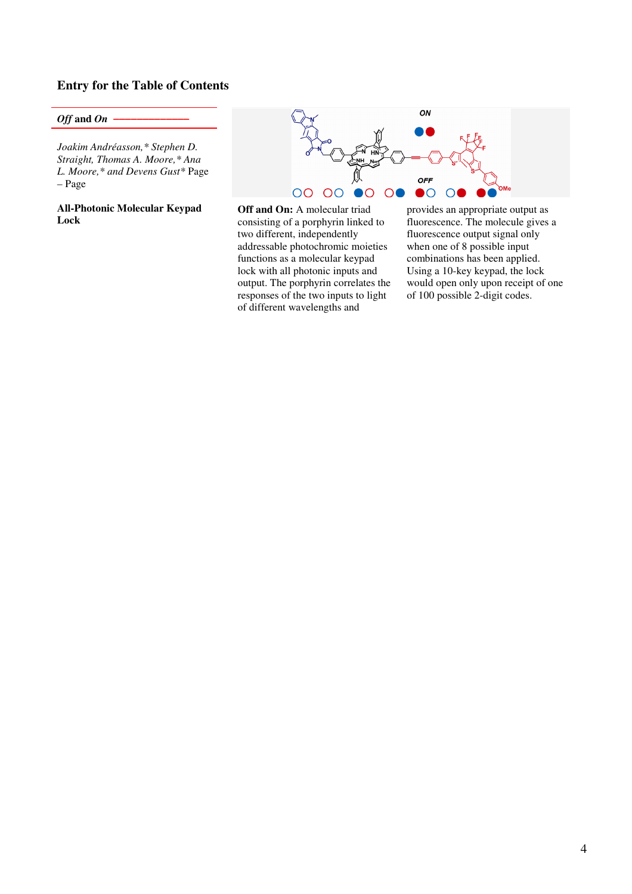## Entry for the Table of Contents

*Off* and *On*

*Joakim Andréasson,\* Stephen D. Straight, Thomas A. Moore,\* Ana L. Moore,\* and Devens Gust\** Page – Page

**All-Photonic Molecular Keypad Lock**

ON

OFF

**Off and On:** A molecular triad consisting of a porphyrin linked to two different, independently addressable photochromic moieties functions as a molecular keypad lock with all photonic inputs and output. The porphyrin correlates the responses of the two inputs to light of different wavelengths and provides an appropriate output as fluorescence. The molecule gives a fluorescence output signal only when one of 8 possible input combinations has been applied. Using a 10-key keypad, the lock would open only upon receipt of one of 100 possible 2-digit codes.